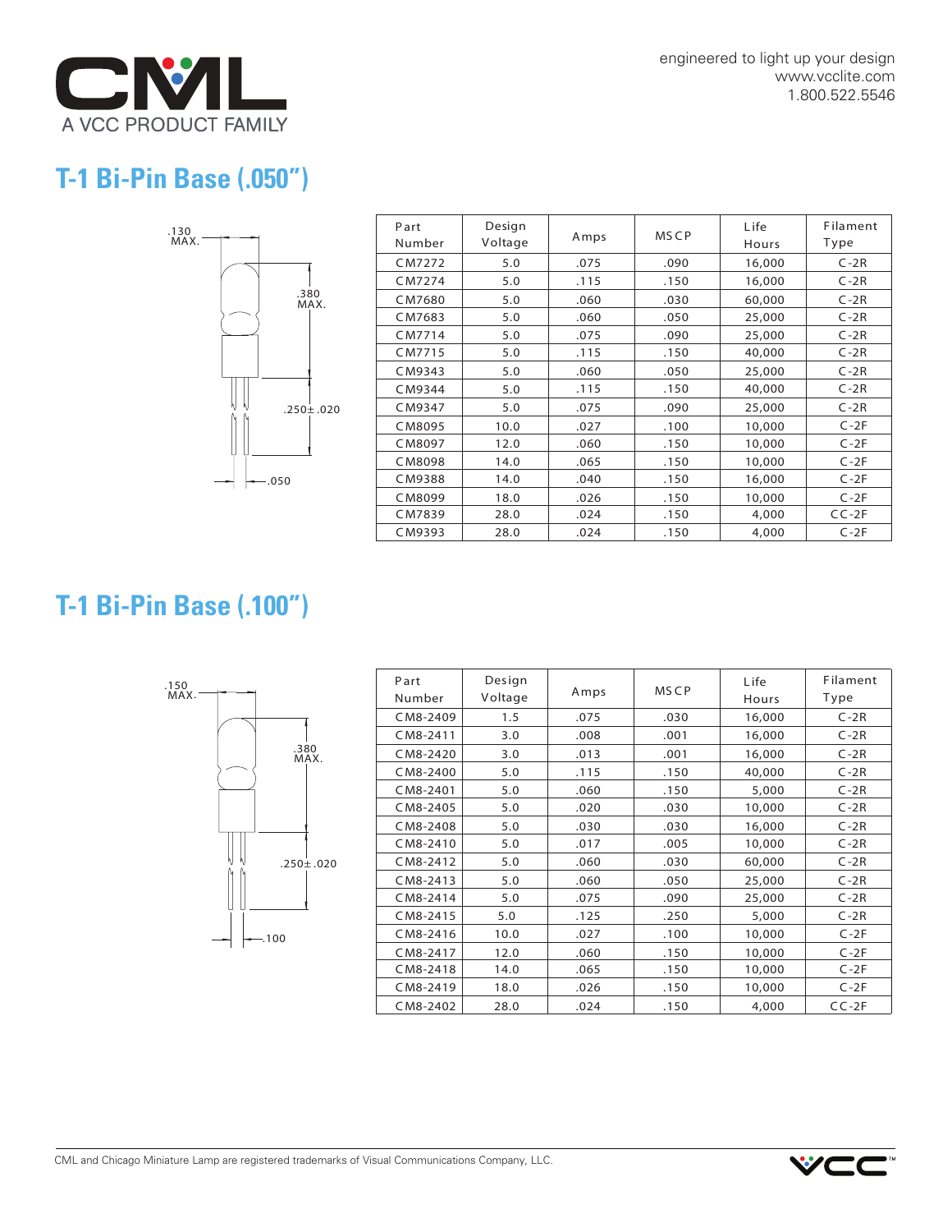CML

A VCC PRODUCT FAMILY

engineered to light up your design
www.vcclite.com
1.800.522.5546

## T-1 Bi-Pin Base (.050")

.130 MAX.

.380 MAX.

.250±.020

.050

| Part Number | Design Voltage | Amps | MSCP | Life Hours | Filament Type |
|---|---|---|---|---|---|
| CM7272 | 5.0 | .075 | .090 | 16,000 | C-2R |
| CM7274 | 5.0 | .115 | .150 | 16,000 | C-2R |
| CM7680 | 5.0 | .060 | .030 | 60,000 | C-2R |
| CM7683 | 5.0 | .060 | .050 | 25,000 | C-2R |
| CM7714 | 5.0 | .075 | .090 | 25,000 | C-2R |
| CM7715 | 5.0 | .115 | .150 | 40,000 | C-2R |
| CM9343 | 5.0 | .060 | .050 | 25,000 | C-2R |
| CM9344 | 5.0 | .115 | .150 | 40,000 | C-2R |
| CM9347 | 5.0 | .075 | .090 | 25,000 | C-2R |
| CM8095 | 10.0 | .027 | .100 | 10,000 | C-2F |
| CM8097 | 12.0 | .060 | .150 | 10,000 | C-2F |
| CM8098 | 14.0 | .065 | .150 | 10,000 | C-2F |
| CM9388 | 14.0 | .040 | .150 | 16,000 | C-2F |
| CM8099 | 18.0 | .026 | .150 | 10,000 | C-2F |
| CM7839 | 28.0 | .024 | .150 | 4,000 | CC-2F |
| CM9393 | 28.0 | .024 | .150 | 4,000 | C-2F |

## T-1 Bi-Pin Base (.100")

.150 MAX.

.380 MAX.

.250±.020

.100

| Part Number | Design Voltage | Amps | MSCP | Life Hours | Filament Type |
|---|---|---|---|---|---|
| CM8-2409 | 1.5 | .075 | .030 | 16,000 | C-2R |
| CM8-2411 | 3.0 | .008 | .001 | 16,000 | C-2R |
| CM8-2420 | 3.0 | .013 | .001 | 16,000 | C-2R |
| CM8-2400 | 5.0 | .115 | .150 | 40,000 | C-2R |
| CM8-2401 | 5.0 | .060 | .150 | 5,000 | C-2R |
| CM8-2405 | 5.0 | .020 | .030 | 10,000 | C-2R |
| CM8-2408 | 5.0 | .030 | .030 | 16,000 | C-2R |
| CM8-2410 | 5.0 | .017 | .005 | 10,000 | C-2R |
| CM8-2412 | 5.0 | .060 | .030 | 60,000 | C-2R |
| CM8-2413 | 5.0 | .060 | .050 | 25,000 | C-2R |
| CM8-2414 | 5.0 | .075 | .090 | 25,000 | C-2R |
| CM8-2415 | 5.0 | .125 | .250 | 5,000 | C-2R |
| CM8-2416 | 10.0 | .027 | .100 | 10,000 | C-2F |
| CM8-2417 | 12.0 | .060 | .150 | 10,000 | C-2F |
| CM8-2418 | 14.0 | .065 | .150 | 10,000 | C-2F |
| CM8-2419 | 18.0 | .026 | .150 | 10,000 | C-2F |
| CM8-2402 | 28.0 | .024 | .150 | 4,000 | CC-2F |

CML and Chicago Miniature Lamp are registered trademarks of Visual Communications Company, LLC.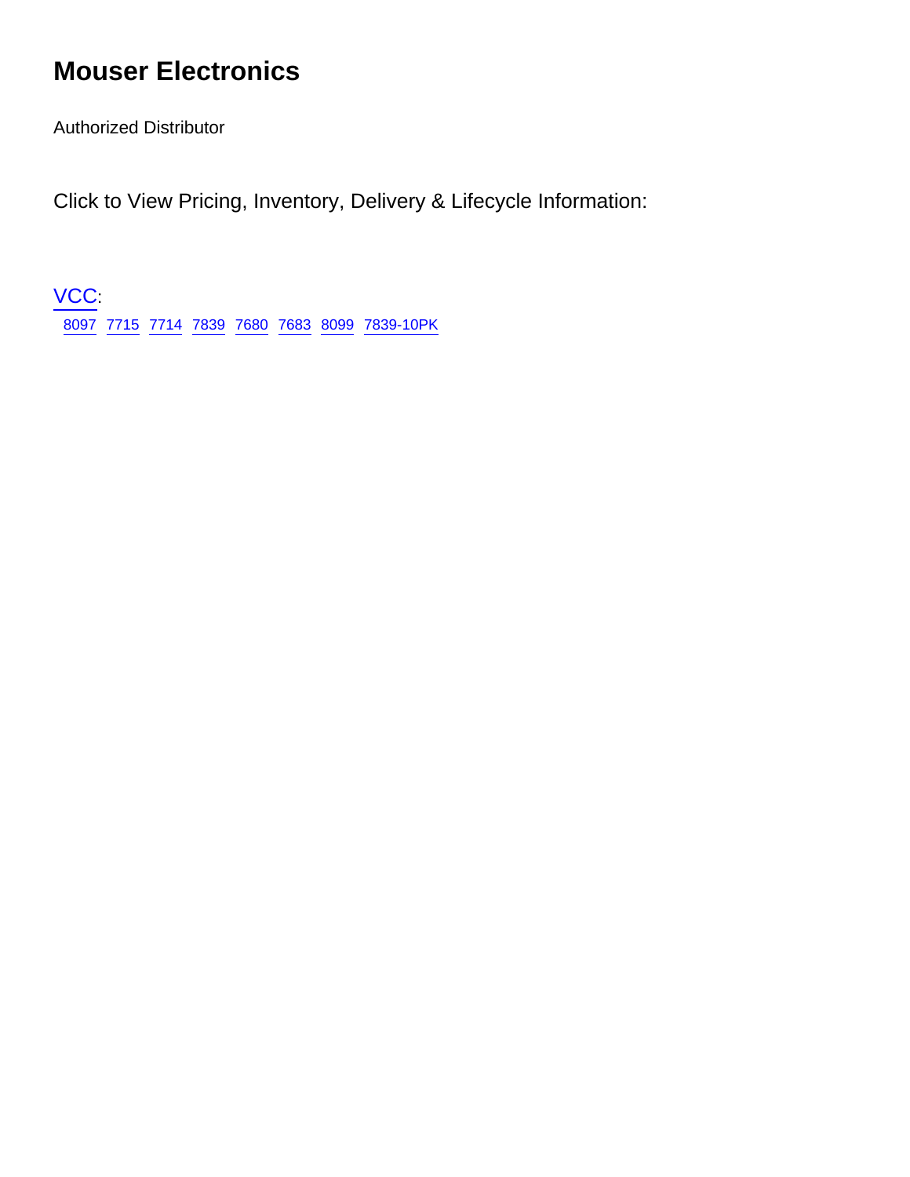# Mouser Electronics

Authorized Distributor

Click to View Pricing, Inventory, Delivery & Lifecycle Information:

VCC:

8097 7715 7714 7839 7680 7683 8099 7839-10PK